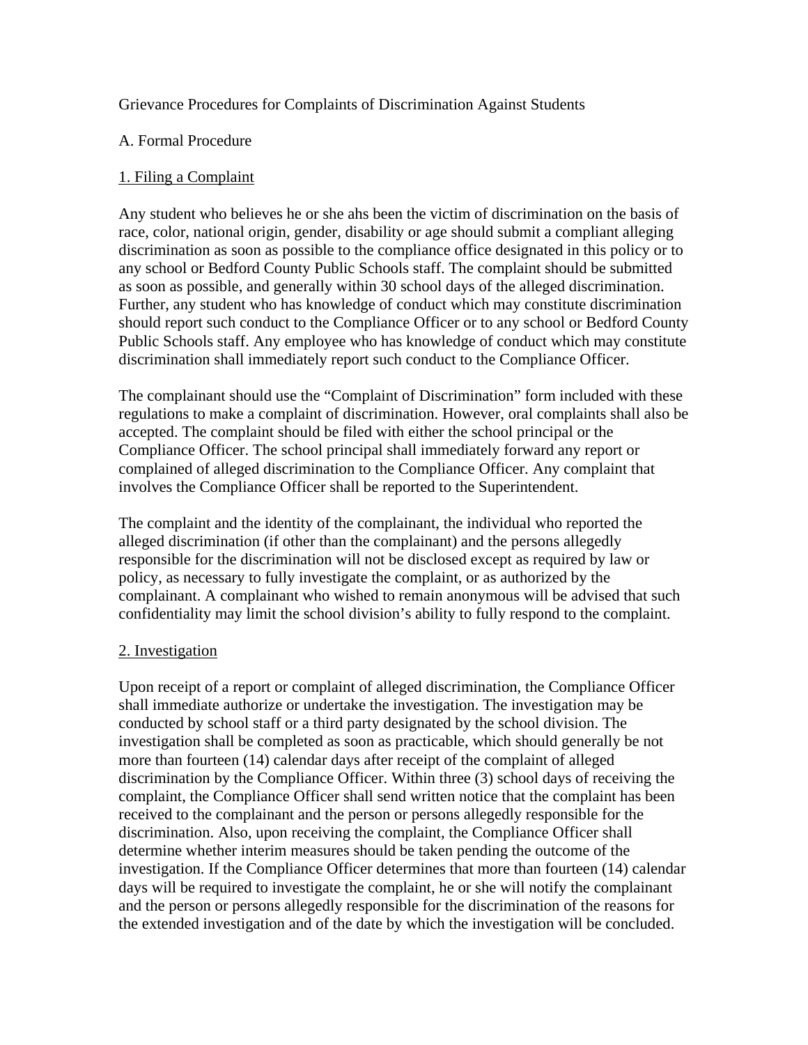Grievance Procedures for Complaints of Discrimination Against Students

A. Formal Procedure

<u>1. Filing a Complaint</u>

Any student who believes he or she ahs been the victim of discrimination on the basis of race, color, national origin, gender, disability or age should submit a compliant alleging discrimination as soon as possible to the compliance office designated in this policy or to any school or Bedford County Public Schools staff. The complaint should be submitted as soon as possible, and generally within 30 school days of the alleged discrimination. Further, any student who has knowledge of conduct which may constitute discrimination should report such conduct to the Compliance Officer or to any school or Bedford County Public Schools staff. Any employee who has knowledge of conduct which may constitute discrimination shall immediately report such conduct to the Compliance Officer.

The complainant should use the "Complaint of Discrimination" form included with these regulations to make a complaint of discrimination. However, oral complaints shall also be accepted. The complaint should be filed with either the school principal or the Compliance Officer. The school principal shall immediately forward any report or complained of alleged discrimination to the Compliance Officer. Any complaint that involves the Compliance Officer shall be reported to the Superintendent.

The complaint and the identity of the complainant, the individual who reported the alleged discrimination (if other than the complainant) and the persons allegedly responsible for the discrimination will not be disclosed except as required by law or policy, as necessary to fully investigate the complaint, or as authorized by the complainant. A complainant who wished to remain anonymous will be advised that such confidentiality may limit the school division's ability to fully respond to the complaint.

<u>2. Investigation</u>

Upon receipt of a report or complaint of alleged discrimination, the Compliance Officer shall immediate authorize or undertake the investigation. The investigation may be conducted by school staff or a third party designated by the school division. The investigation shall be completed as soon as practicable, which should generally be not more than fourteen (14) calendar days after receipt of the complaint of alleged discrimination by the Compliance Officer. Within three (3) school days of receiving the complaint, the Compliance Officer shall send written notice that the complaint has been received to the complainant and the person or persons allegedly responsible for the discrimination. Also, upon receiving the complaint, the Compliance Officer shall determine whether interim measures should be taken pending the outcome of the investigation. If the Compliance Officer determines that more than fourteen (14) calendar days will be required to investigate the complaint, he or she will notify the complainant and the person or persons allegedly responsible for the discrimination of the reasons for the extended investigation and of the date by which the investigation will be concluded.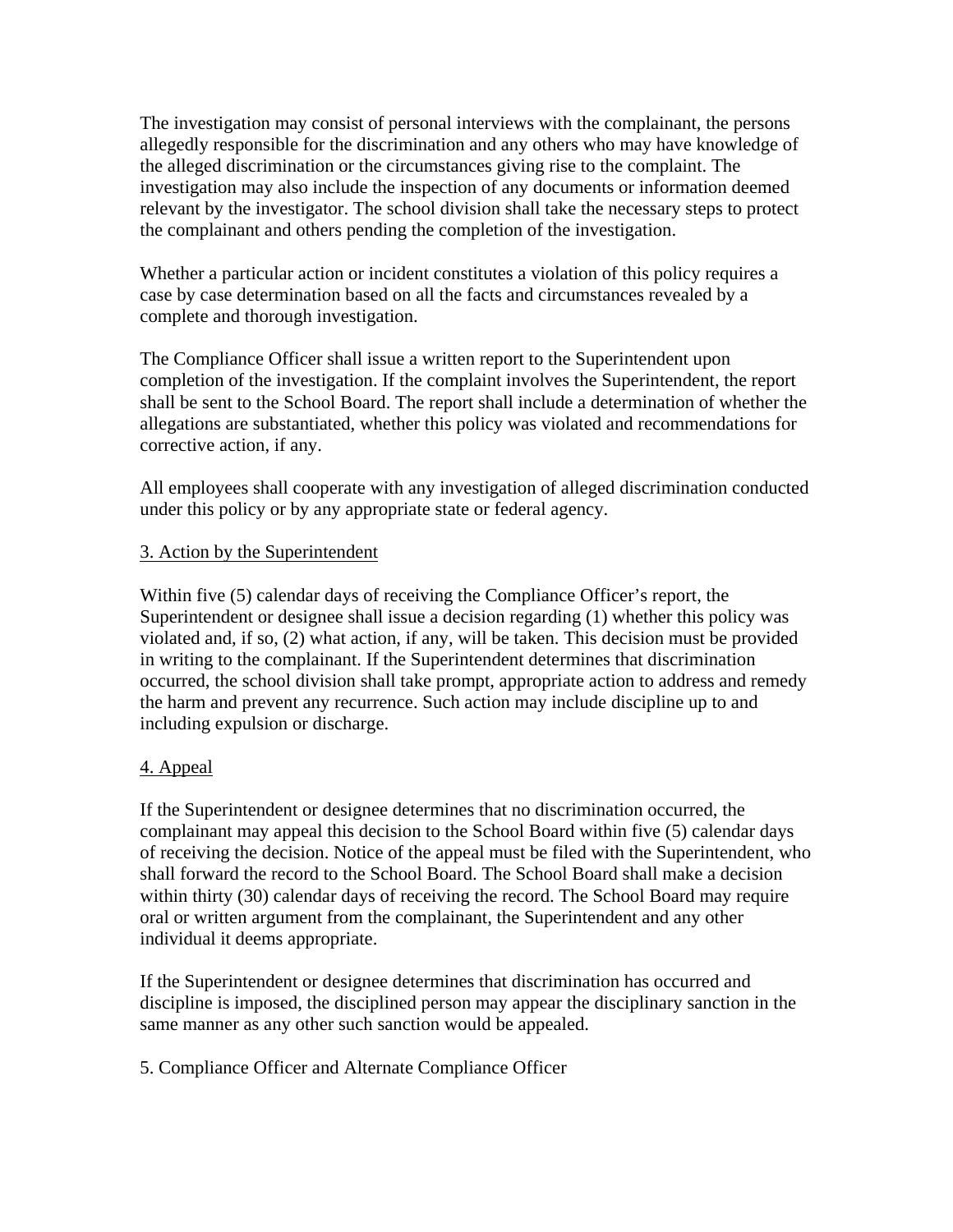The investigation may consist of personal interviews with the complainant, the persons allegedly responsible for the discrimination and any others who may have knowledge of the alleged discrimination or the circumstances giving rise to the complaint. The investigation may also include the inspection of any documents or information deemed relevant by the investigator. The school division shall take the necessary steps to protect the complainant and others pending the completion of the investigation.

Whether a particular action or incident constitutes a violation of this policy requires a case by case determination based on all the facts and circumstances revealed by a complete and thorough investigation.

The Compliance Officer shall issue a written report to the Superintendent upon completion of the investigation. If the complaint involves the Superintendent, the report shall be sent to the School Board. The report shall include a determination of whether the allegations are substantiated, whether this policy was violated and recommendations for corrective action, if any.

All employees shall cooperate with any investigation of alleged discrimination conducted under this policy or by any appropriate state or federal agency.

<u>3. Action by the Superintendent</u>

Within five (5) calendar days of receiving the Compliance Officer's report, the Superintendent or designee shall issue a decision regarding (1) whether this policy was violated and, if so, (2) what action, if any, will be taken. This decision must be provided in writing to the complainant. If the Superintendent determines that discrimination occurred, the school division shall take prompt, appropriate action to address and remedy the harm and prevent any recurrence. Such action may include discipline up to and including expulsion or discharge.

<u>4. Appeal</u>

If the Superintendent or designee determines that no discrimination occurred, the complainant may appeal this decision to the School Board within five (5) calendar days of receiving the decision. Notice of the appeal must be filed with the Superintendent, who shall forward the record to the School Board. The School Board shall make a decision within thirty (30) calendar days of receiving the record. The School Board may require oral or written argument from the complainant, the Superintendent and any other individual it deems appropriate.

If the Superintendent or designee determines that discrimination has occurred and discipline is imposed, the disciplined person may appear the disciplinary sanction in the same manner as any other such sanction would be appealed.

5. Compliance Officer and Alternate Compliance Officer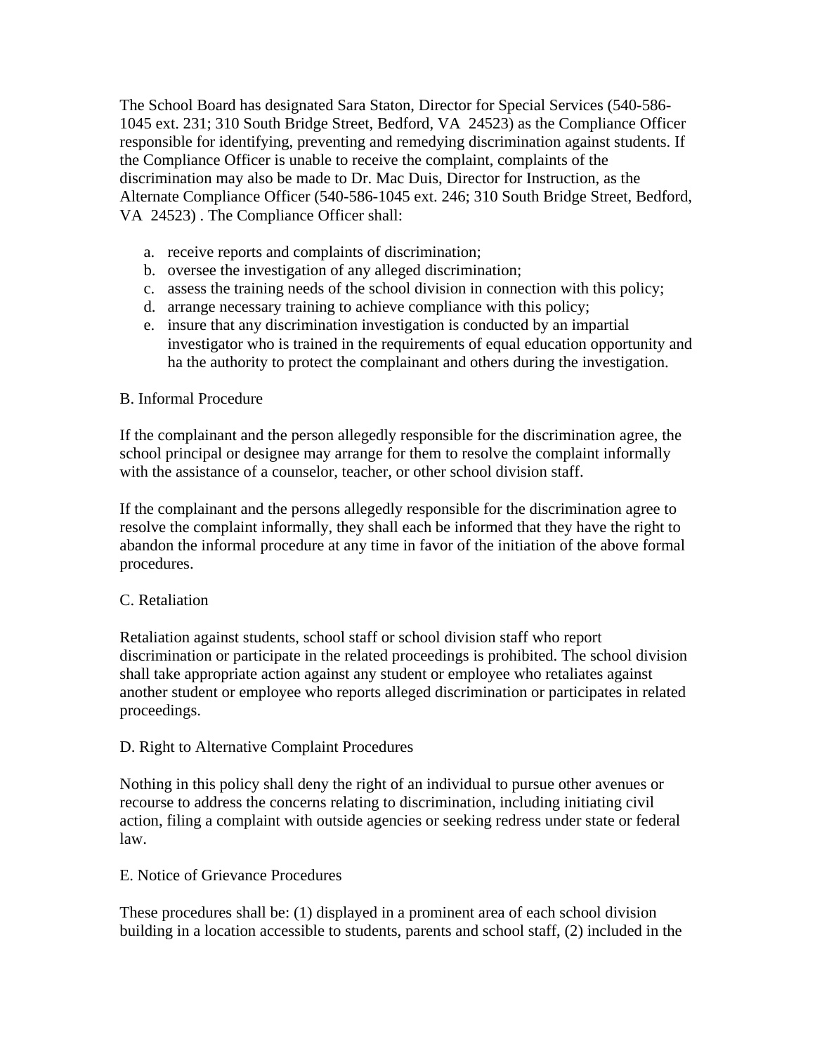The School Board has designated Sara Staton, Director for Special Services (540-586-1045 ext. 231; 310 South Bridge Street, Bedford, VA 24523) as the Compliance Officer responsible for identifying, preventing and remedying discrimination against students. If the Compliance Officer is unable to receive the complaint, complaints of the discrimination may also be made to Dr. Mac Duis, Director for Instruction, as the Alternate Compliance Officer (540-586-1045 ext. 246; 310 South Bridge Street, Bedford, VA 24523) . The Compliance Officer shall:

a. receive reports and complaints of discrimination;
b. oversee the investigation of any alleged discrimination;
c. assess the training needs of the school division in connection with this policy;
d. arrange necessary training to achieve compliance with this policy;
e. insure that any discrimination investigation is conducted by an impartial investigator who is trained in the requirements of equal education opportunity and ha the authority to protect the complainant and others during the investigation.

B. Informal Procedure

If the complainant and the person allegedly responsible for the discrimination agree, the school principal or designee may arrange for them to resolve the complaint informally with the assistance of a counselor, teacher, or other school division staff.

If the complainant and the persons allegedly responsible for the discrimination agree to resolve the complaint informally, they shall each be informed that they have the right to abandon the informal procedure at any time in favor of the initiation of the above formal procedures.

C. Retaliation

Retaliation against students, school staff or school division staff who report discrimination or participate in the related proceedings is prohibited. The school division shall take appropriate action against any student or employee who retaliates against another student or employee who reports alleged discrimination or participates in related proceedings.

D. Right to Alternative Complaint Procedures

Nothing in this policy shall deny the right of an individual to pursue other avenues or recourse to address the concerns relating to discrimination, including initiating civil action, filing a complaint with outside agencies or seeking redress under state or federal law.

E. Notice of Grievance Procedures

These procedures shall be: (1) displayed in a prominent area of each school division building in a location accessible to students, parents and school staff, (2) included in the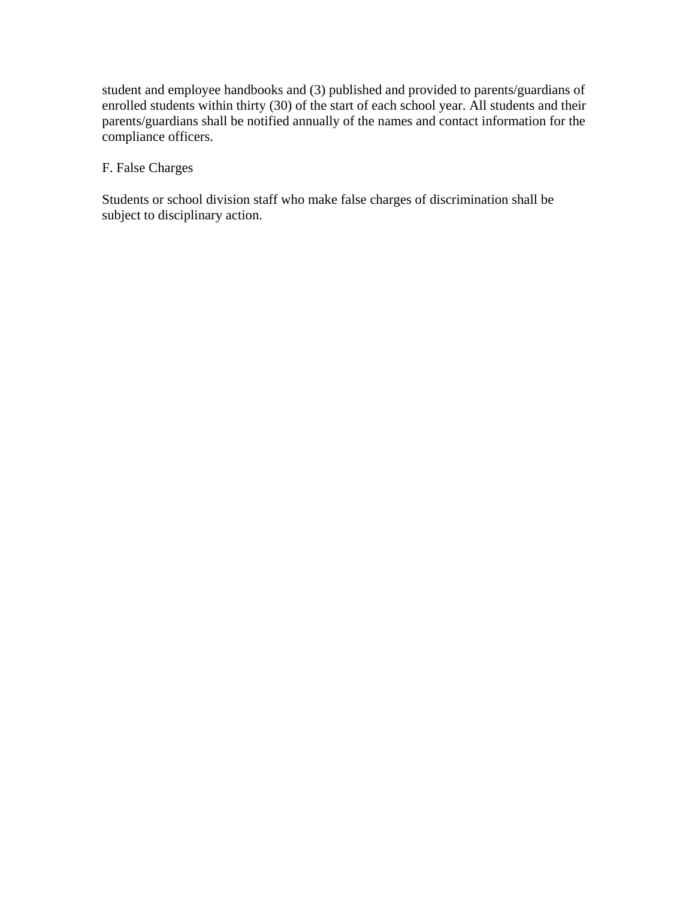student and employee handbooks and (3) published and provided to parents/guardians of enrolled students within thirty (30) of the start of each school year. All students and their parents/guardians shall be notified annually of the names and contact information for the compliance officers.

F. False Charges

Students or school division staff who make false charges of discrimination shall be subject to disciplinary action.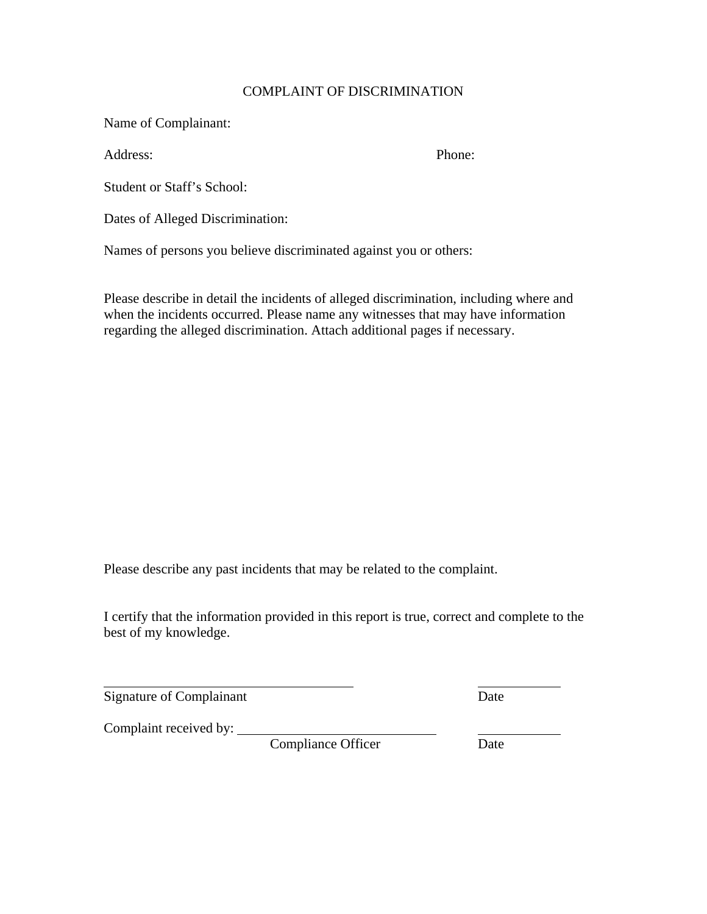# COMPLAINT OF DISCRIMINATION

Name of Complainant:

Address: Phone:

Student or Staff's School:

Dates of Alleged Discrimination:

Names of persons you believe discriminated against you or others:

Please describe in detail the incidents of alleged discrimination, including where and when the incidents occurred. Please name any witnesses that may have information regarding the alleged discrimination. Attach additional pages if necessary.

Please describe any past incidents that may be related to the complaint.

I certify that the information provided in this report is true, correct and complete to the best of my knowledge.

\_\_\_\_\_\_\_\_\_\_\_\_\_\_\_\_\_\_\_\_\_\_\_\_\_\_\_\_\_\_\_\_\_\_\_\_\_\_ \_\_\_\_\_\_\_\_\_\_\_\_

Signature of Complainant Date

Complaint received by: \_\_\_\_\_\_\_\_\_\_\_\_\_\_\_\_\_\_\_\_\_\_\_\_\_\_\_\_\_\_ \_\_\_\_\_\_\_\_\_\_\_\_

Compliance Officer Date